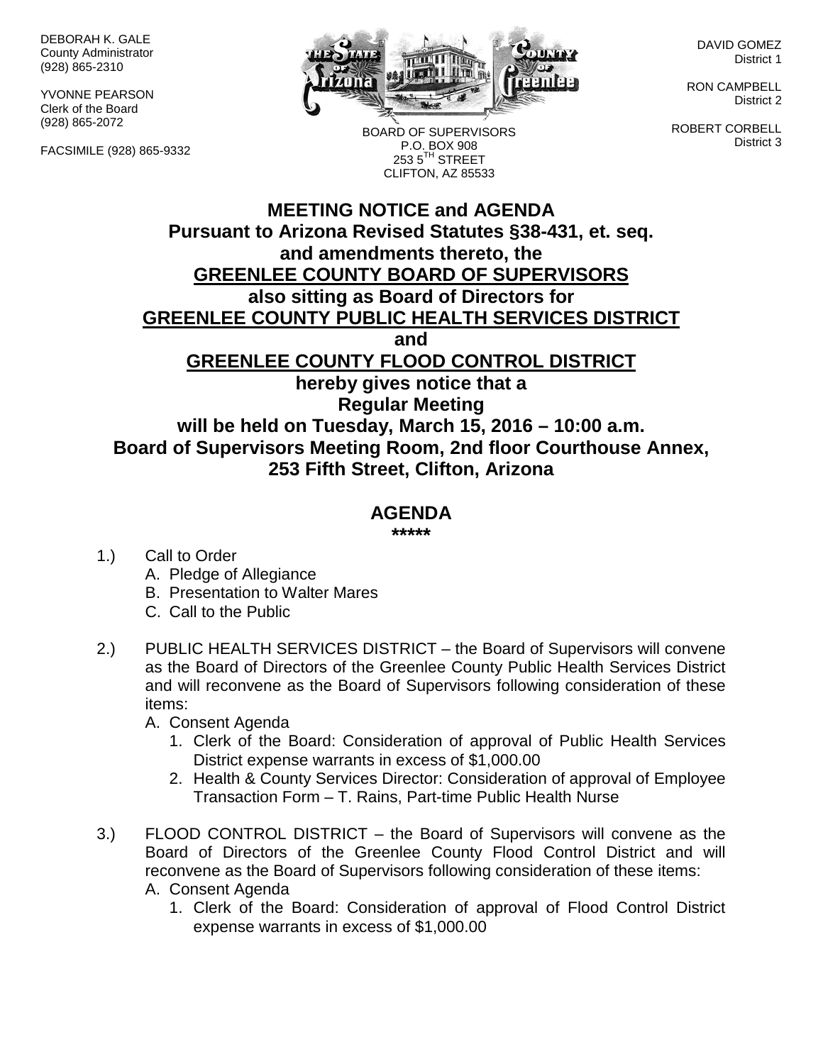DEBORAH K. GALE
County Administrator
(928) 865-2310

YVONNE PEARSON
Clerk of the Board
(928) 865-2072

FACSIMILE (928) 865-9332

BOARD OF SUPERVISORS
P.O. BOX 908
253 5TH STREET
CLIFTON, AZ 85533

DAVID GOMEZ
District 1

RON CAMPBELL
District 2

ROBERT CORBELL
District 3

# MEETING NOTICE and AGENDA

**Pursuant to Arizona Revised Statutes §38-431, et. seq. and amendments thereto, the**

**GREENLEE COUNTY BOARD OF SUPERVISORS**

**also sitting as Board of Directors for**

**GREENLEE COUNTY PUBLIC HEALTH SERVICES DISTRICT**

**and**

**GREENLEE COUNTY FLOOD CONTROL DISTRICT**

**hereby gives notice that a**

**Regular Meeting**

**will be held on Tuesday, March 15, 2016 – 10:00 a.m.**

**Board of Supervisors Meeting Room, 2nd floor Courthouse Annex, 253 Fifth Street, Clifton, Arizona**

## AGENDA

*****

1.) Call to Order
   A. Pledge of Allegiance
   B. Presentation to Walter Mares
   C. Call to the Public

2.) PUBLIC HEALTH SERVICES DISTRICT – the Board of Supervisors will convene as the Board of Directors of the Greenlee County Public Health Services District and will reconvene as the Board of Supervisors following consideration of these items:
   A. Consent Agenda
      1. Clerk of the Board: Consideration of approval of Public Health Services District expense warrants in excess of $1,000.00
      2. Health & County Services Director: Consideration of approval of Employee Transaction Form – T. Rains, Part-time Public Health Nurse

3.) FLOOD CONTROL DISTRICT – the Board of Supervisors will convene as the Board of Directors of the Greenlee County Flood Control District and will reconvene as the Board of Supervisors following consideration of these items:
   A. Consent Agenda
      1. Clerk of the Board: Consideration of approval of Flood Control District expense warrants in excess of $1,000.00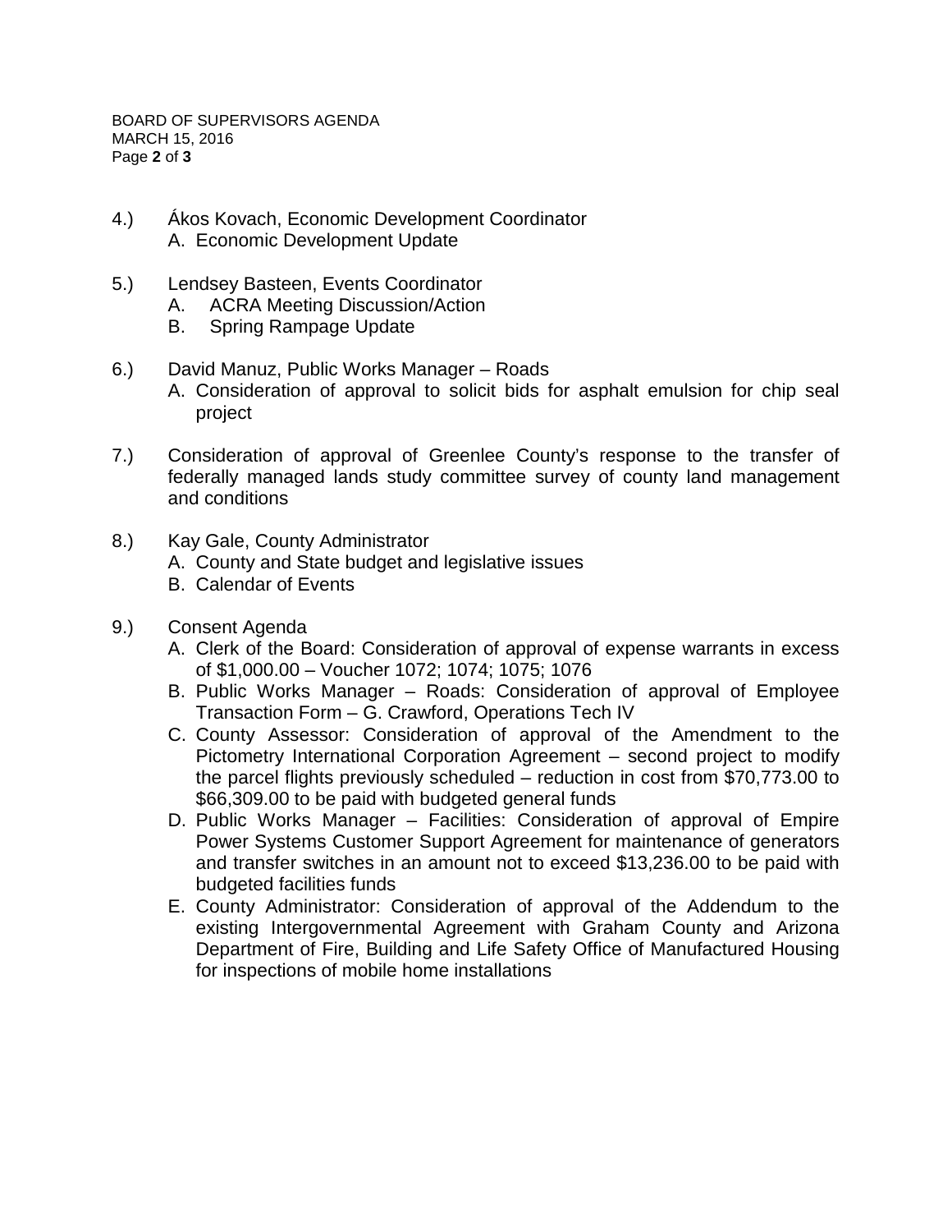4.) Ákos Kovach, Economic Development Coordinator
   A. Economic Development Update

5.) Lendsey Basteen, Events Coordinator
   A. ACRA Meeting Discussion/Action
   B. Spring Rampage Update

6.) David Manuz, Public Works Manager – Roads
   A. Consideration of approval to solicit bids for asphalt emulsion for chip seal project

7.) Consideration of approval of Greenlee County's response to the transfer of federally managed lands study committee survey of county land management and conditions

8.) Kay Gale, County Administrator
   A. County and State budget and legislative issues
   B. Calendar of Events

9.) Consent Agenda
   A. Clerk of the Board: Consideration of approval of expense warrants in excess of $1,000.00 – Voucher 1072; 1074; 1075; 1076
   B. Public Works Manager – Roads: Consideration of approval of Employee Transaction Form – G. Crawford, Operations Tech IV
   C. County Assessor: Consideration of approval of the Amendment to the Pictometry International Corporation Agreement – second project to modify the parcel flights previously scheduled – reduction in cost from $70,773.00 to $66,309.00 to be paid with budgeted general funds
   D. Public Works Manager – Facilities: Consideration of approval of Empire Power Systems Customer Support Agreement for maintenance of generators and transfer switches in an amount not to exceed $13,236.00 to be paid with budgeted facilities funds
   E. County Administrator: Consideration of approval of the Addendum to the existing Intergovernmental Agreement with Graham County and Arizona Department of Fire, Building and Life Safety Office of Manufactured Housing for inspections of mobile home installations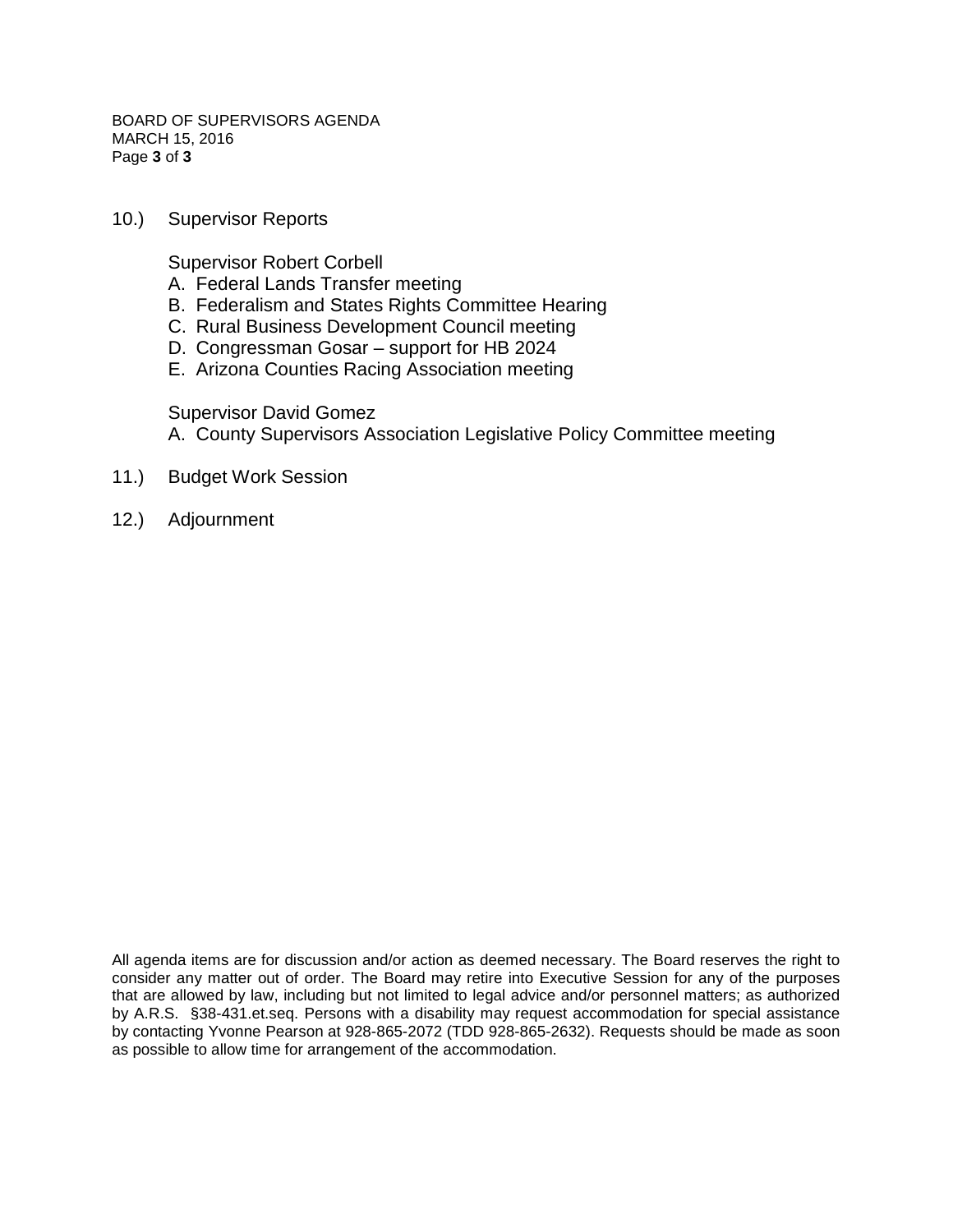10.) Supervisor Reports

Supervisor Robert Corbell

A. Federal Lands Transfer meeting
B. Federalism and States Rights Committee Hearing
C. Rural Business Development Council meeting
D. Congressman Gosar – support for HB 2024
E. Arizona Counties Racing Association meeting

Supervisor David Gomez

A. County Supervisors Association Legislative Policy Committee meeting

11.) Budget Work Session

12.) Adjournment

All agenda items are for discussion and/or action as deemed necessary. The Board reserves the right to consider any matter out of order. The Board may retire into Executive Session for any of the purposes that are allowed by law, including but not limited to legal advice and/or personnel matters; as authorized by A.R.S. §38-431.et.seq. Persons with a disability may request accommodation for special assistance by contacting Yvonne Pearson at 928-865-2072 (TDD 928-865-2632). Requests should be made as soon as possible to allow time for arrangement of the accommodation.